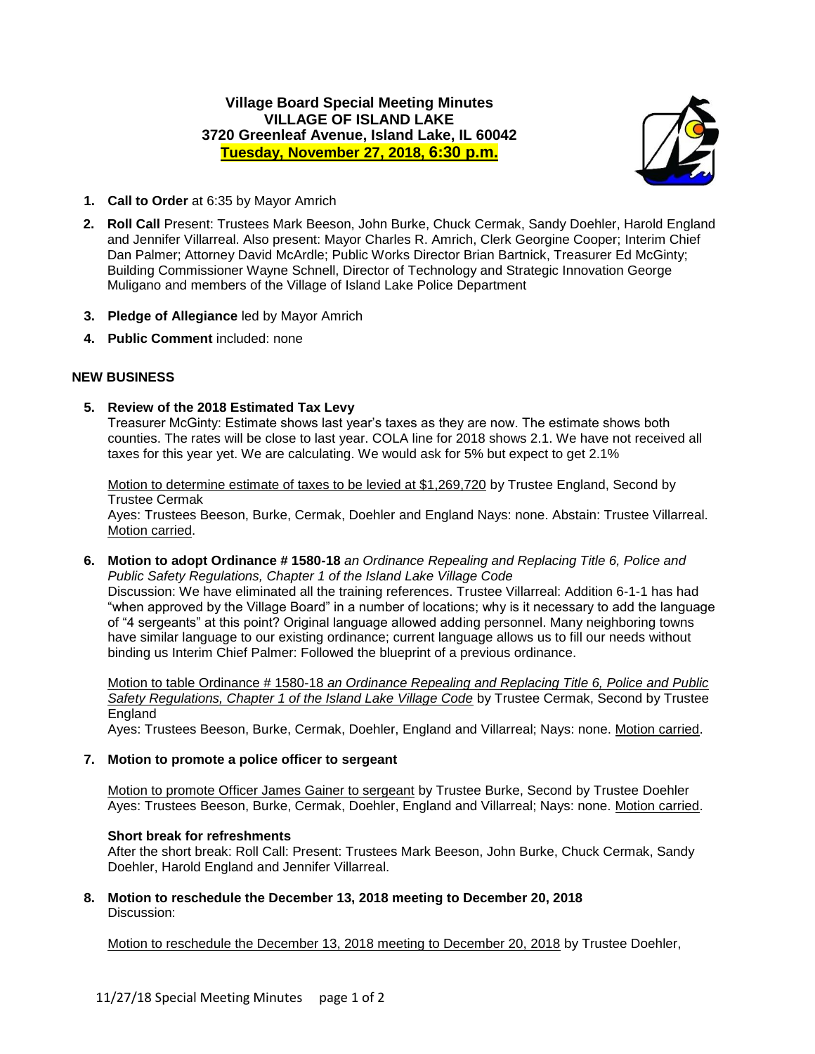**Village Board Special Meeting Minutes**
**VILLAGE OF ISLAND LAKE**
**3720 Greenleaf Avenue, Island Lake, IL 60042**
**Tuesday, November 27, 2018, 6:30 p.m.**

1. **Call to Order** at 6:35 by Mayor Amrich
2. **Roll Call** Present: Trustees Mark Beeson, John Burke, Chuck Cermak, Sandy Doehler, Harold England and Jennifer Villarreal. Also present: Mayor Charles R. Amrich, Clerk Georgine Cooper; Interim Chief Dan Palmer; Attorney David McArdle; Public Works Director Brian Bartnick, Treasurer Ed McGinty; Building Commissioner Wayne Schnell, Director of Technology and Strategic Innovation George Muligano and members of the Village of Island Lake Police Department
3. **Pledge of Allegiance** led by Mayor Amrich
4. **Public Comment** included: none

**NEW BUSINESS**

5. **Review of the 2018 Estimated Tax Levy**
Treasurer McGinty: Estimate shows last year's taxes as they are now. The estimate shows both counties. The rates will be close to last year. COLA line for 2018 shows 2.1. We have not received all taxes for this year yet. We are calculating. We would ask for 5% but expect to get 2.1%

Motion to determine estimate of taxes to be levied at $1,269,720 by Trustee England, Second by Trustee Cermak
Ayes: Trustees Beeson, Burke, Cermak, Doehler and England Nays: none. Abstain: Trustee Villarreal. Motion carried.

6. **Motion to adopt Ordinance # 1580-18** *an Ordinance Repealing and Replacing Title 6, Police and Public Safety Regulations, Chapter 1 of the Island Lake Village Code*
Discussion: We have eliminated all the training references. Trustee Villarreal: Addition 6-1-1 has had "when approved by the Village Board" in a number of locations; why is it necessary to add the language of "4 sergeants" at this point? Original language allowed adding personnel. Many neighboring towns have similar language to our existing ordinance; current language allows us to fill our needs without binding us Interim Chief Palmer: Followed the blueprint of a previous ordinance.

Motion to table Ordinance # 1580-18 *an Ordinance Repealing and Replacing Title 6, Police and Public Safety Regulations, Chapter 1 of the Island Lake Village Code* by Trustee Cermak, Second by Trustee England
Ayes: Trustees Beeson, Burke, Cermak, Doehler, England and Villarreal; Nays: none. Motion carried.

7. **Motion to promote a police officer to sergeant**

Motion to promote Officer James Gainer to sergeant by Trustee Burke, Second by Trustee Doehler
Ayes: Trustees Beeson, Burke, Cermak, Doehler, England and Villarreal; Nays: none. Motion carried.

**Short break for refreshments**
After the short break: Roll Call: Present: Trustees Mark Beeson, John Burke, Chuck Cermak, Sandy Doehler, Harold England and Jennifer Villarreal.

8. **Motion to reschedule the December 13, 2018 meeting to December 20, 2018**
Discussion:

Motion to reschedule the December 13, 2018 meeting to December 20, 2018 by Trustee Doehler,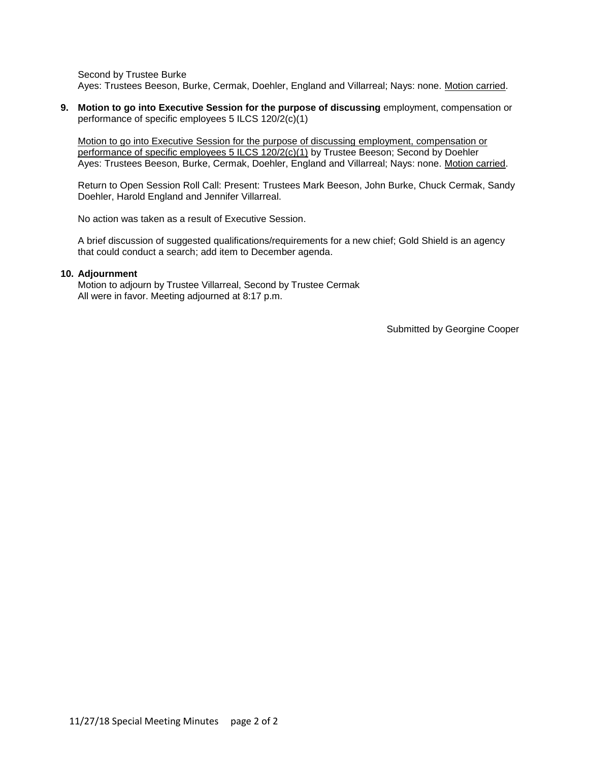Second by Trustee Burke
Ayes: Trustees Beeson, Burke, Cermak, Doehler, England and Villarreal; Nays: none. Motion carried.

**9. Motion to go into Executive Session for the purpose of discussing** employment, compensation or performance of specific employees 5 ILCS 120/2(c)(1)

Motion to go into Executive Session for the purpose of discussing employment, compensation or performance of specific employees 5 ILCS 120/2(c)(1) by Trustee Beeson; Second by Doehler
Ayes: Trustees Beeson, Burke, Cermak, Doehler, England and Villarreal; Nays: none. Motion carried.

Return to Open Session Roll Call: Present: Trustees Mark Beeson, John Burke, Chuck Cermak, Sandy Doehler, Harold England and Jennifer Villarreal.

No action was taken as a result of Executive Session.

A brief discussion of suggested qualifications/requirements for a new chief; Gold Shield is an agency that could conduct a search; add item to December agenda.

**10. Adjournment**
Motion to adjourn by Trustee Villarreal, Second by Trustee Cermak
All were in favor. Meeting adjourned at 8:17 p.m.

Submitted by Georgine Cooper